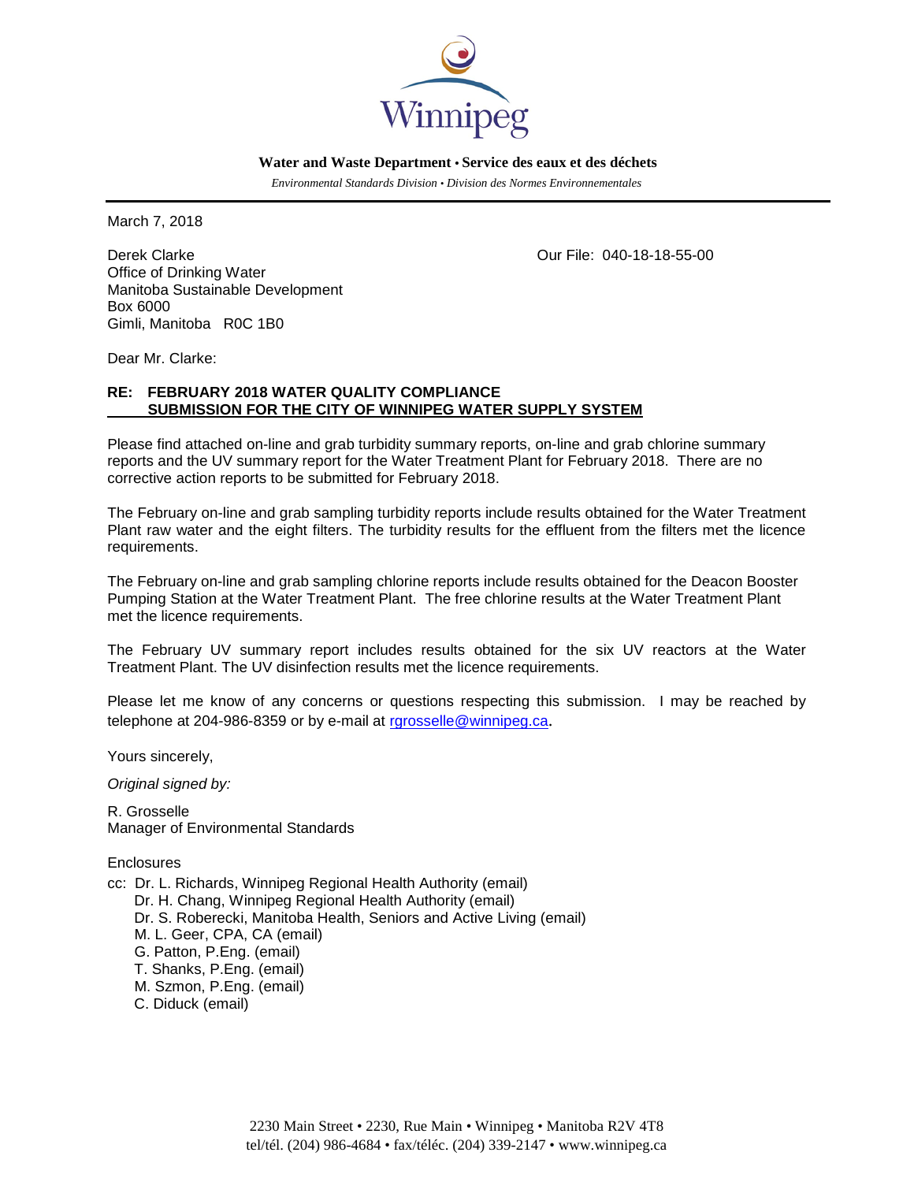Winnipeg

**Water and Waste Department • Service des eaux et des déchets**

*Environmental Standards Division • Division des Normes Environnementales*

March 7, 2018

Derek Clarke
Office of Drinking Water
Manitoba Sustainable Development
Box 6000
Gimli, Manitoba R0C 1B0

Our File: 040-18-18-55-00

Dear Mr. Clarke:

**RE: FEBRUARY 2018 WATER QUALITY COMPLIANCE SUBMISSION FOR THE CITY OF WINNIPEG WATER SUPPLY SYSTEM**

Please find attached on-line and grab turbidity summary reports, on-line and grab chlorine summary reports and the UV summary report for the Water Treatment Plant for February 2018. There are no corrective action reports to be submitted for February 2018.

The February on-line and grab sampling turbidity reports include results obtained for the Water Treatment Plant raw water and the eight filters. The turbidity results for the effluent from the filters met the licence requirements.

The February on-line and grab sampling chlorine reports include results obtained for the Deacon Booster Pumping Station at the Water Treatment Plant. The free chlorine results at the Water Treatment Plant met the licence requirements.

The February UV summary report includes results obtained for the six UV reactors at the Water Treatment Plant. The UV disinfection results met the licence requirements.

Please let me know of any concerns or questions respecting this submission. I may be reached by telephone at 204-986-8359 or by e-mail at rgrosselle@winnipeg.ca.

Yours sincerely,

*Original signed by:*

R. Grosselle
Manager of Environmental Standards

Enclosures

cc: Dr. L. Richards, Winnipeg Regional Health Authority (email)
Dr. H. Chang, Winnipeg Regional Health Authority (email)
Dr. S. Roberecki, Manitoba Health, Seniors and Active Living (email)
M. L. Geer, CPA, CA (email)
G. Patton, P.Eng. (email)
T. Shanks, P.Eng. (email)
M. Szmon, P.Eng. (email)
C. Diduck (email)

2230 Main Street • 2230, Rue Main • Winnipeg • Manitoba R2V 4T8
tel/tél. (204) 986-4684 • fax/téléc. (204) 339-2147 • www.winnipeg.ca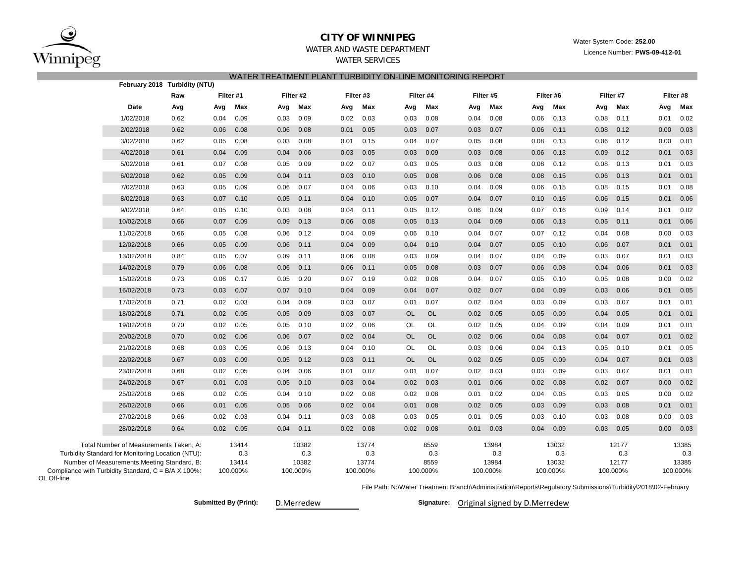# CITY OF WINNIPEG

WATER AND WASTE DEPARTMENT

WATER SERVICES

Water System Code: **252.00**

Licence Number: **PWS-09-412-01**

## WATER TREATMENT PLANT TURBIDITY ON-LINE MONITORING REPORT

| February 2018 | Turbidity (NTU) | | | | | | | | | | | | | | | | |
|---|---|---|---|---|---|---|---|---|---|---|---|---|---|---|---|---|---|
| | Raw | Filter #1 | | Filter #2 | | Filter #3 | | Filter #4 | | Filter #5 | | Filter #6 | | Filter #7 | | Filter #8 | |
| Date | Avg | Avg | Max | Avg | Max | Avg | Max | Avg | Max | Avg | Max | Avg | Max | Avg | Max | Avg | Max |
| 1/02/2018 | 0.62 | 0.04 | 0.09 | 0.03 | 0.09 | 0.02 | 0.03 | 0.03 | 0.08 | 0.04 | 0.08 | 0.06 | 0.13 | 0.08 | 0.11 | 0.01 | 0.02 |
| 2/02/2018 | 0.62 | 0.06 | 0.08 | 0.06 | 0.08 | 0.01 | 0.05 | 0.03 | 0.07 | 0.03 | 0.07 | 0.06 | 0.11 | 0.08 | 0.12 | 0.00 | 0.03 |
| 3/02/2018 | 0.62 | 0.05 | 0.08 | 0.03 | 0.08 | 0.01 | 0.15 | 0.04 | 0.07 | 0.05 | 0.08 | 0.08 | 0.13 | 0.06 | 0.12 | 0.00 | 0.01 |
| 4/02/2018 | 0.61 | 0.04 | 0.09 | 0.04 | 0.06 | 0.03 | 0.05 | 0.03 | 0.09 | 0.03 | 0.08 | 0.06 | 0.13 | 0.09 | 0.12 | 0.01 | 0.03 |
| 5/02/2018 | 0.61 | 0.07 | 0.08 | 0.05 | 0.09 | 0.02 | 0.07 | 0.03 | 0.05 | 0.03 | 0.08 | 0.08 | 0.12 | 0.08 | 0.13 | 0.01 | 0.03 |
| 6/02/2018 | 0.62 | 0.05 | 0.09 | 0.04 | 0.11 | 0.03 | 0.10 | 0.05 | 0.08 | 0.06 | 0.08 | 0.08 | 0.15 | 0.06 | 0.13 | 0.01 | 0.01 |
| 7/02/2018 | 0.63 | 0.05 | 0.09 | 0.06 | 0.07 | 0.04 | 0.06 | 0.03 | 0.10 | 0.04 | 0.09 | 0.06 | 0.15 | 0.08 | 0.15 | 0.01 | 0.08 |
| 8/02/2018 | 0.63 | 0.07 | 0.10 | 0.05 | 0.11 | 0.04 | 0.10 | 0.05 | 0.07 | 0.04 | 0.07 | 0.10 | 0.16 | 0.06 | 0.15 | 0.01 | 0.06 |
| 9/02/2018 | 0.64 | 0.05 | 0.10 | 0.03 | 0.08 | 0.04 | 0.11 | 0.05 | 0.12 | 0.06 | 0.09 | 0.07 | 0.16 | 0.09 | 0.14 | 0.01 | 0.02 |
| 10/02/2018 | 0.66 | 0.07 | 0.09 | 0.09 | 0.13 | 0.06 | 0.08 | 0.05 | 0.13 | 0.04 | 0.09 | 0.06 | 0.13 | 0.05 | 0.11 | 0.01 | 0.06 |
| 11/02/2018 | 0.66 | 0.05 | 0.08 | 0.06 | 0.12 | 0.04 | 0.09 | 0.06 | 0.10 | 0.04 | 0.07 | 0.07 | 0.12 | 0.04 | 0.08 | 0.00 | 0.03 |
| 12/02/2018 | 0.66 | 0.05 | 0.09 | 0.06 | 0.11 | 0.04 | 0.09 | 0.04 | 0.10 | 0.04 | 0.07 | 0.05 | 0.10 | 0.06 | 0.07 | 0.01 | 0.01 |
| 13/02/2018 | 0.84 | 0.05 | 0.07 | 0.09 | 0.11 | 0.06 | 0.08 | 0.03 | 0.09 | 0.04 | 0.07 | 0.04 | 0.09 | 0.03 | 0.07 | 0.01 | 0.03 |
| 14/02/2018 | 0.79 | 0.06 | 0.08 | 0.06 | 0.11 | 0.06 | 0.11 | 0.05 | 0.08 | 0.03 | 0.07 | 0.06 | 0.08 | 0.04 | 0.06 | 0.01 | 0.03 |
| 15/02/2018 | 0.73 | 0.06 | 0.17 | 0.05 | 0.20 | 0.07 | 0.19 | 0.02 | 0.08 | 0.04 | 0.07 | 0.05 | 0.10 | 0.05 | 0.08 | 0.00 | 0.02 |
| 16/02/2018 | 0.73 | 0.03 | 0.07 | 0.07 | 0.10 | 0.04 | 0.09 | 0.04 | 0.07 | 0.02 | 0.07 | 0.04 | 0.09 | 0.03 | 0.06 | 0.01 | 0.05 |
| 17/02/2018 | 0.71 | 0.02 | 0.03 | 0.04 | 0.09 | 0.03 | 0.07 | 0.01 | 0.07 | 0.02 | 0.04 | 0.03 | 0.09 | 0.03 | 0.07 | 0.01 | 0.01 |
| 18/02/2018 | 0.71 | 0.02 | 0.05 | 0.05 | 0.09 | 0.03 | 0.07 | OL | OL | 0.02 | 0.05 | 0.05 | 0.09 | 0.04 | 0.05 | 0.01 | 0.01 |
| 19/02/2018 | 0.70 | 0.02 | 0.05 | 0.05 | 0.10 | 0.02 | 0.06 | OL | OL | 0.02 | 0.05 | 0.04 | 0.09 | 0.04 | 0.09 | 0.01 | 0.01 |
| 20/02/2018 | 0.70 | 0.02 | 0.06 | 0.06 | 0.07 | 0.02 | 0.04 | OL | OL | 0.02 | 0.06 | 0.04 | 0.08 | 0.04 | 0.07 | 0.01 | 0.02 |
| 21/02/2018 | 0.68 | 0.03 | 0.05 | 0.06 | 0.13 | 0.04 | 0.10 | OL | OL | 0.03 | 0.06 | 0.04 | 0.13 | 0.05 | 0.10 | 0.01 | 0.05 |
| 22/02/2018 | 0.67 | 0.03 | 0.09 | 0.05 | 0.12 | 0.03 | 0.11 | OL | OL | 0.02 | 0.05 | 0.05 | 0.09 | 0.04 | 0.07 | 0.01 | 0.03 |
| 23/02/2018 | 0.68 | 0.02 | 0.05 | 0.04 | 0.06 | 0.01 | 0.07 | 0.01 | 0.07 | 0.02 | 0.03 | 0.03 | 0.09 | 0.03 | 0.07 | 0.01 | 0.01 |
| 24/02/2018 | 0.67 | 0.01 | 0.03 | 0.05 | 0.10 | 0.03 | 0.04 | 0.02 | 0.03 | 0.01 | 0.06 | 0.02 | 0.08 | 0.02 | 0.07 | 0.00 | 0.02 |
| 25/02/2018 | 0.66 | 0.02 | 0.05 | 0.04 | 0.10 | 0.02 | 0.08 | 0.02 | 0.08 | 0.01 | 0.02 | 0.04 | 0.05 | 0.03 | 0.05 | 0.00 | 0.02 |
| 26/02/2018 | 0.66 | 0.01 | 0.05 | 0.05 | 0.06 | 0.02 | 0.04 | 0.01 | 0.08 | 0.02 | 0.05 | 0.03 | 0.09 | 0.03 | 0.08 | 0.01 | 0.01 |
| 27/02/2018 | 0.66 | 0.02 | 0.03 | 0.04 | 0.11 | 0.03 | 0.08 | 0.03 | 0.05 | 0.01 | 0.05 | 0.03 | 0.10 | 0.03 | 0.08 | 0.00 | 0.03 |
| 28/02/2018 | 0.64 | 0.02 | 0.05 | 0.04 | 0.11 | 0.02 | 0.08 | 0.02 | 0.08 | 0.01 | 0.03 | 0.04 | 0.09 | 0.03 | 0.05 | 0.00 | 0.03 |
| Total Number of Measurements Taken, A: | | 13414 | | 10382 | | 13774 | | 8559 | | 13984 | | 13032 | | 12177 | | 13385 | |
| Turbidity Standard for Monitoring Location (NTU): | | 0.3 | | 0.3 | | 0.3 | | 0.3 | | 0.3 | | 0.3 | | 0.3 | | 0.3 | |
| Number of Measurements Meeting Standard, B: | | 13414 | | 10382 | | 13774 | | 8559 | | 13984 | | 13032 | | 12177 | | 13385 | |
| Compliance with Turbidity Standard, C = B/A X 100%: | | 100.000% | | 100.000% | | 100.000% | | 100.000% | | 100.000% | | 100.000% | | 100.000% | | 100.000% | |

OL Off-line

File Path: N:\Water Treatment Branch\Administration\Reports\Regulatory Submissions\Turbidity\2018\02-February

**Submitted By (Print):** D.Merredew

**Signature:** Original signed by D.Merredew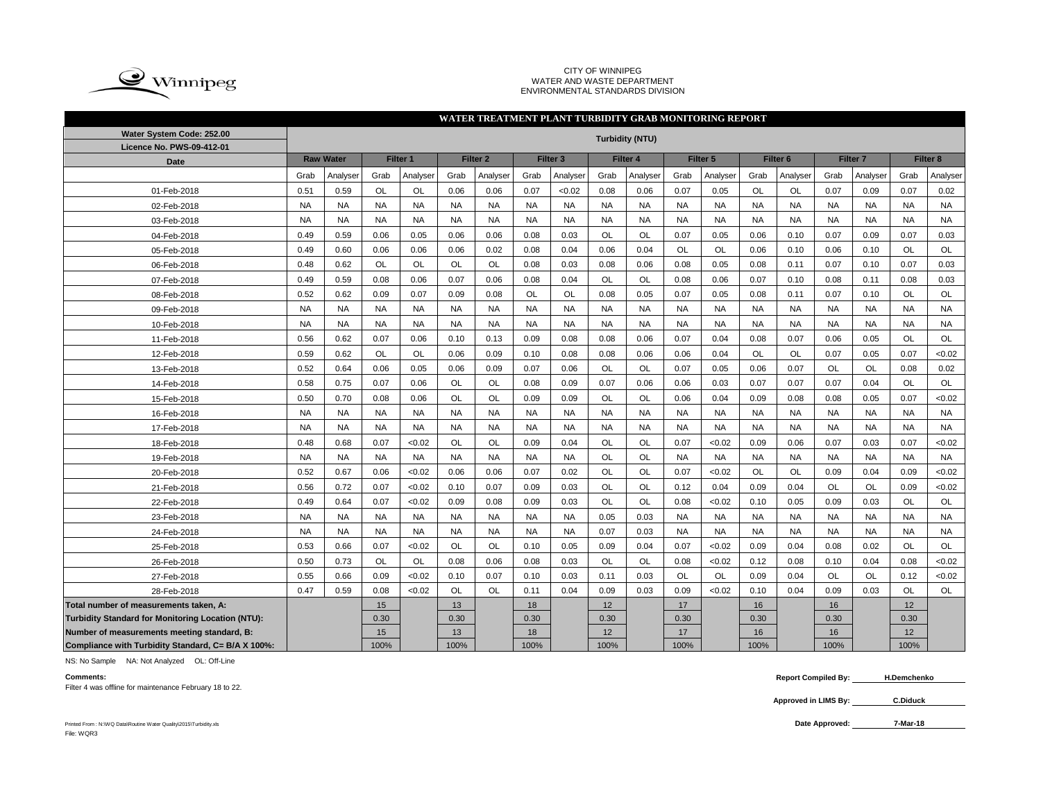CITY OF WINNIPEG
WATER AND WASTE DEPARTMENT
ENVIRONMENTAL STANDARDS DIVISION

## WATER TREATMENT PLANT TURBIDITY GRAB MONITORING REPORT

| Water System Code: 252.00<br>Licence No. PWS-09-412-01 | Turbidity (NTU) | | | | | | | | | | | | | | | | | |
|---|---|---|---|---|---|---|---|---|---|---|---|---|---|---|---|---|---|---|
| Date | Raw Water | | Filter 1 | | Filter 2 | | Filter 3 | | Filter 4 | | Filter 5 | | Filter 6 | | Filter 7 | | Filter 8 | |
| | Grab | Analyser | Grab | Analyser | Grab | Analyser | Grab | Analyser | Grab | Analyser | Grab | Analyser | Grab | Analyser | Grab | Analyser | Grab | Analyser |
| 01-Feb-2018 | 0.51 | 0.59 | OL | OL | 0.06 | 0.06 | 0.07 | <0.02 | 0.08 | 0.06 | 0.07 | 0.05 | OL | OL | 0.07 | 0.09 | 0.07 | 0.02 |
| 02-Feb-2018 | NA | NA | NA | NA | NA | NA | NA | NA | NA | NA | NA | NA | NA | NA | NA | NA | NA | NA |
| 03-Feb-2018 | NA | NA | NA | NA | NA | NA | NA | NA | NA | NA | NA | NA | NA | NA | NA | NA | NA | NA |
| 04-Feb-2018 | 0.49 | 0.59 | 0.06 | 0.05 | 0.06 | 0.06 | 0.08 | 0.03 | OL | OL | 0.07 | 0.05 | 0.06 | 0.10 | 0.07 | 0.09 | 0.07 | 0.03 |
| 05-Feb-2018 | 0.49 | 0.60 | 0.06 | 0.06 | 0.06 | 0.02 | 0.08 | 0.04 | 0.06 | 0.04 | OL | OL | 0.06 | 0.10 | 0.06 | 0.10 | OL | OL |
| 06-Feb-2018 | 0.48 | 0.62 | OL | OL | OL | OL | 0.08 | 0.03 | 0.08 | 0.06 | 0.08 | 0.05 | 0.08 | 0.11 | 0.07 | 0.10 | 0.07 | 0.03 |
| 07-Feb-2018 | 0.49 | 0.59 | 0.08 | 0.06 | 0.07 | 0.06 | 0.08 | 0.04 | OL | OL | 0.08 | 0.06 | 0.07 | 0.10 | 0.08 | 0.11 | 0.08 | 0.03 |
| 08-Feb-2018 | 0.52 | 0.62 | 0.09 | 0.07 | 0.09 | 0.08 | OL | OL | 0.08 | 0.05 | 0.07 | 0.05 | 0.08 | 0.11 | 0.07 | 0.10 | OL | OL |
| 09-Feb-2018 | NA | NA | NA | NA | NA | NA | NA | NA | NA | NA | NA | NA | NA | NA | NA | NA | NA | NA |
| 10-Feb-2018 | NA | NA | NA | NA | NA | NA | NA | NA | NA | NA | NA | NA | NA | NA | NA | NA | NA | NA |
| 11-Feb-2018 | 0.56 | 0.62 | 0.07 | 0.06 | 0.10 | 0.13 | 0.09 | 0.08 | 0.08 | 0.06 | 0.07 | 0.04 | 0.08 | 0.07 | 0.06 | 0.05 | OL | OL |
| 12-Feb-2018 | 0.59 | 0.62 | OL | OL | 0.06 | 0.09 | 0.10 | 0.08 | 0.08 | 0.06 | 0.06 | 0.04 | OL | OL | 0.07 | 0.05 | 0.07 | <0.02 |
| 13-Feb-2018 | 0.52 | 0.64 | 0.06 | 0.05 | 0.06 | 0.09 | 0.07 | 0.06 | OL | OL | 0.07 | 0.05 | 0.06 | 0.07 | OL | OL | 0.08 | 0.02 |
| 14-Feb-2018 | 0.58 | 0.75 | 0.07 | 0.06 | OL | OL | 0.08 | 0.09 | 0.07 | 0.06 | 0.06 | 0.03 | 0.07 | 0.07 | 0.07 | 0.04 | OL | OL |
| 15-Feb-2018 | 0.50 | 0.70 | 0.08 | 0.06 | OL | OL | 0.09 | 0.09 | OL | OL | 0.06 | 0.04 | 0.09 | 0.08 | 0.08 | 0.05 | 0.07 | <0.02 |
| 16-Feb-2018 | NA | NA | NA | NA | NA | NA | NA | NA | NA | NA | NA | NA | NA | NA | NA | NA | NA | NA |
| 17-Feb-2018 | NA | NA | NA | NA | NA | NA | NA | NA | NA | NA | NA | NA | NA | NA | NA | NA | NA | NA |
| 18-Feb-2018 | 0.48 | 0.68 | 0.07 | <0.02 | OL | OL | 0.09 | 0.04 | OL | OL | 0.07 | <0.02 | 0.09 | 0.06 | 0.07 | 0.03 | 0.07 | <0.02 |
| 19-Feb-2018 | NA | NA | NA | NA | NA | NA | NA | NA | OL | OL | NA | NA | NA | NA | NA | NA | NA | NA |
| 20-Feb-2018 | 0.52 | 0.67 | 0.06 | <0.02 | 0.06 | 0.06 | 0.07 | 0.02 | OL | OL | 0.07 | <0.02 | OL | OL | 0.09 | 0.04 | 0.09 | <0.02 |
| 21-Feb-2018 | 0.56 | 0.72 | 0.07 | <0.02 | 0.10 | 0.07 | 0.09 | 0.03 | OL | OL | 0.12 | 0.04 | 0.09 | 0.04 | OL | OL | 0.09 | <0.02 |
| 22-Feb-2018 | 0.49 | 0.64 | 0.07 | <0.02 | 0.09 | 0.08 | 0.09 | 0.03 | OL | OL | 0.08 | <0.02 | 0.10 | 0.05 | 0.09 | 0.03 | OL | OL |
| 23-Feb-2018 | NA | NA | NA | NA | NA | NA | NA | NA | 0.05 | 0.03 | NA | NA | NA | NA | NA | NA | NA | NA |
| 24-Feb-2018 | NA | NA | NA | NA | NA | NA | NA | NA | 0.07 | 0.03 | NA | NA | NA | NA | NA | NA | NA | NA |
| 25-Feb-2018 | 0.53 | 0.66 | 0.07 | <0.02 | OL | OL | 0.10 | 0.05 | 0.09 | 0.04 | 0.07 | <0.02 | 0.09 | 0.04 | 0.08 | 0.02 | OL | OL |
| 26-Feb-2018 | 0.50 | 0.73 | OL | OL | 0.08 | 0.06 | 0.08 | 0.03 | OL | OL | 0.08 | <0.02 | 0.12 | 0.08 | 0.10 | 0.04 | 0.08 | <0.02 |
| 27-Feb-2018 | 0.55 | 0.66 | 0.09 | <0.02 | 0.10 | 0.07 | 0.10 | 0.03 | 0.11 | 0.03 | OL | OL | 0.09 | 0.04 | OL | OL | 0.12 | <0.02 |
| 28-Feb-2018 | 0.47 | 0.59 | 0.08 | <0.02 | OL | OL | 0.11 | 0.04 | 0.09 | 0.03 | 0.09 | <0.02 | 0.10 | 0.04 | 0.09 | 0.03 | OL | OL |
| **Total number of measurements taken, A:** | | | 15 | | 13 | | 18 | | 12 | | 17 | | 16 | | 16 | | 12 | |
| **Turbidity Standard for Monitoring Location (NTU):** | | | 0.30 | | 0.30 | | 0.30 | | 0.30 | | 0.30 | | 0.30 | | 0.30 | | 0.30 | |
| **Number of measurements meeting standard, B:** | | | 15 | | 13 | | 18 | | 12 | | 17 | | 16 | | 16 | | 12 | |
| **Compliance with Turbidity Standard, C= B/A X 100%:** | | | 100% | | 100% | | 100% | | 100% | | 100% | | 100% | | 100% | | 100% | |

NS: No Sample NA: Not Analyzed OL: Off-Line

**Comments:**
Filter 4 was offline for maintenance February 18 to 22.

**Report Compiled By:** H.Demchenko

**Approved in LIMS By:** C.Diduck

**Date Approved:** 7-Mar-18

Printed From : N:\WQ Data\Routine Water Quality\2015\Turbidity.xls
File: WQR3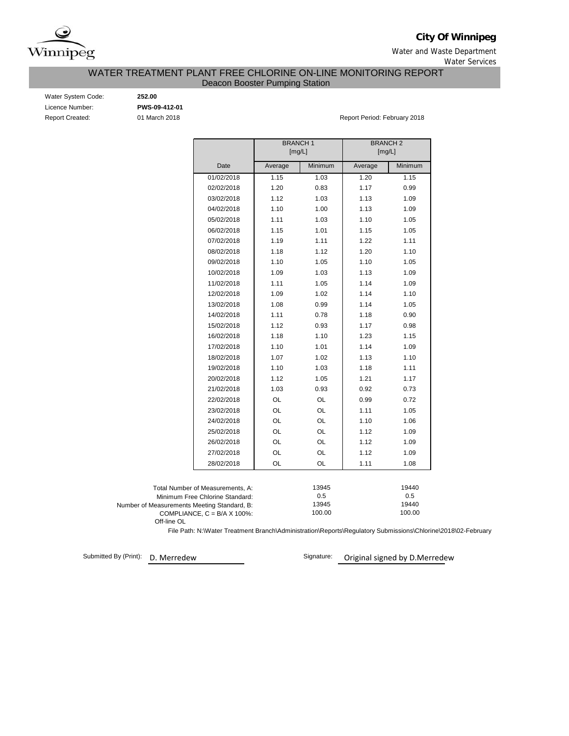**City Of Winnipeg**

Water and Waste Department

Water Services

# WATER TREATMENT PLANT FREE CHLORINE ON-LINE MONITORING REPORT

## Deacon Booster Pumping Station

Water System Code: **252.00**

Licence Number: **PWS-09-412-01**

Report Created: 01 March 2018

Report Period: February 2018

| | BRANCH 1 [mg/L] | | BRANCH 2 [mg/L] | |
|---|---|---|---|---|
| Date | Average | Minimum | Average | Minimum |
| 01/02/2018 | 1.15 | 1.03 | 1.20 | 1.15 |
| 02/02/2018 | 1.20 | 0.83 | 1.17 | 0.99 |
| 03/02/2018 | 1.12 | 1.03 | 1.13 | 1.09 |
| 04/02/2018 | 1.10 | 1.00 | 1.13 | 1.09 |
| 05/02/2018 | 1.11 | 1.03 | 1.10 | 1.05 |
| 06/02/2018 | 1.15 | 1.01 | 1.15 | 1.05 |
| 07/02/2018 | 1.19 | 1.11 | 1.22 | 1.11 |
| 08/02/2018 | 1.18 | 1.12 | 1.20 | 1.10 |
| 09/02/2018 | 1.10 | 1.05 | 1.10 | 1.05 |
| 10/02/2018 | 1.09 | 1.03 | 1.13 | 1.09 |
| 11/02/2018 | 1.11 | 1.05 | 1.14 | 1.09 |
| 12/02/2018 | 1.09 | 1.02 | 1.14 | 1.10 |
| 13/02/2018 | 1.08 | 0.99 | 1.14 | 1.05 |
| 14/02/2018 | 1.11 | 0.78 | 1.18 | 0.90 |
| 15/02/2018 | 1.12 | 0.93 | 1.17 | 0.98 |
| 16/02/2018 | 1.18 | 1.10 | 1.23 | 1.15 |
| 17/02/2018 | 1.10 | 1.01 | 1.14 | 1.09 |
| 18/02/2018 | 1.07 | 1.02 | 1.13 | 1.10 |
| 19/02/2018 | 1.10 | 1.03 | 1.18 | 1.11 |
| 20/02/2018 | 1.12 | 1.05 | 1.21 | 1.17 |
| 21/02/2018 | 1.03 | 0.93 | 0.92 | 0.73 |
| 22/02/2018 | OL | OL | 0.99 | 0.72 |
| 23/02/2018 | OL | OL | 1.11 | 1.05 |
| 24/02/2018 | OL | OL | 1.10 | 1.06 |
| 25/02/2018 | OL | OL | 1.12 | 1.09 |
| 26/02/2018 | OL | OL | 1.12 | 1.09 |
| 27/02/2018 | OL | OL | 1.12 | 1.09 |
| 28/02/2018 | OL | OL | 1.11 | 1.08 |

| | BRANCH 1 | BRANCH 2 |
|---|---|---|
| Total Number of Measurements, A: | 13945 | 19440 |
| Minimum Free Chlorine Standard: | 0.5 | 0.5 |
| Number of Measurements Meeting Standard, B: | 13945 | 19440 |
| COMPLIANCE, C = B/A X 100%: | 100.00 | 100.00 |

Off-line OL

File Path: N:\Water Treatment Branch\Administration\Reports\Regulatory Submissions\Chlorine\2018\02-February

Submitted By (Print): D. Merredew

Signature: Original signed by D.Merredew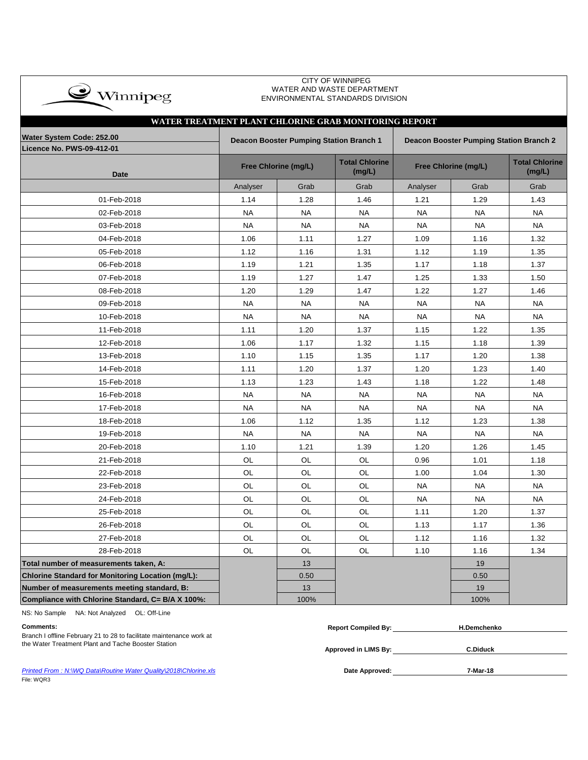CITY OF WINNIPEG
WATER AND WASTE DEPARTMENT
ENVIRONMENTAL STANDARDS DIVISION

## WATER TREATMENT PLANT CHLORINE GRAB MONITORING REPORT

| Water System Code: 252.00<br>Licence No. PWS-09-412-01 | Deacon Booster Pumping Station Branch 1 | | | Deacon Booster Pumping Station Branch 2 | | |
|---|---|---|---|---|---|---|
| Date | Free Chlorine (mg/L) | | Total Chlorine (mg/L) | Free Chlorine (mg/L) | | Total Chlorine (mg/L) |
| | Analyser | Grab | Grab | Analyser | Grab | Grab |
| 01-Feb-2018 | 1.14 | 1.28 | 1.46 | 1.21 | 1.29 | 1.43 |
| 02-Feb-2018 | NA | NA | NA | NA | NA | NA |
| 03-Feb-2018 | NA | NA | NA | NA | NA | NA |
| 04-Feb-2018 | 1.06 | 1.11 | 1.27 | 1.09 | 1.16 | 1.32 |
| 05-Feb-2018 | 1.12 | 1.16 | 1.31 | 1.12 | 1.19 | 1.35 |
| 06-Feb-2018 | 1.19 | 1.21 | 1.35 | 1.17 | 1.18 | 1.37 |
| 07-Feb-2018 | 1.19 | 1.27 | 1.47 | 1.25 | 1.33 | 1.50 |
| 08-Feb-2018 | 1.20 | 1.29 | 1.47 | 1.22 | 1.27 | 1.46 |
| 09-Feb-2018 | NA | NA | NA | NA | NA | NA |
| 10-Feb-2018 | NA | NA | NA | NA | NA | NA |
| 11-Feb-2018 | 1.11 | 1.20 | 1.37 | 1.15 | 1.22 | 1.35 |
| 12-Feb-2018 | 1.06 | 1.17 | 1.32 | 1.15 | 1.18 | 1.39 |
| 13-Feb-2018 | 1.10 | 1.15 | 1.35 | 1.17 | 1.20 | 1.38 |
| 14-Feb-2018 | 1.11 | 1.20 | 1.37 | 1.20 | 1.23 | 1.40 |
| 15-Feb-2018 | 1.13 | 1.23 | 1.43 | 1.18 | 1.22 | 1.48 |
| 16-Feb-2018 | NA | NA | NA | NA | NA | NA |
| 17-Feb-2018 | NA | NA | NA | NA | NA | NA |
| 18-Feb-2018 | 1.06 | 1.12 | 1.35 | 1.12 | 1.23 | 1.38 |
| 19-Feb-2018 | NA | NA | NA | NA | NA | NA |
| 20-Feb-2018 | 1.10 | 1.21 | 1.39 | 1.20 | 1.26 | 1.45 |
| 21-Feb-2018 | OL | OL | OL | 0.96 | 1.01 | 1.18 |
| 22-Feb-2018 | OL | OL | OL | 1.00 | 1.04 | 1.30 |
| 23-Feb-2018 | OL | OL | OL | NA | NA | NA |
| 24-Feb-2018 | OL | OL | OL | NA | NA | NA |
| 25-Feb-2018 | OL | OL | OL | 1.11 | 1.20 | 1.37 |
| 26-Feb-2018 | OL | OL | OL | 1.13 | 1.17 | 1.36 |
| 27-Feb-2018 | OL | OL | OL | 1.12 | 1.16 | 1.32 |
| 28-Feb-2018 | OL | OL | OL | 1.10 | 1.16 | 1.34 |
| **Total number of measurements taken, A:** | | 13 | | | 19 | |
| **Chlorine Standard for Monitoring Location (mg/L):** | | 0.50 | | | 0.50 | |
| **Number of measurements meeting standard, B:** | | 13 | | | 19 | |
| **Compliance with Chlorine Standard, C= B/A X 100%:** | | 100% | | | 100% | |

NS: No Sample NA: Not Analyzed OL: Off-Line

**Comments:**
Branch I offline February 21 to 28 to facilitate maintenance work at the Water Treatment Plant and Tache Booster Station

**Report Compiled By:** H.Demchenko

**Approved in LIMS By:** C.Diduck

**Date Approved:** 7-Mar-18

*Printed From : N:\WQ Data\Routine Water Quality\2018\Chlorine.xls*
File: WQR3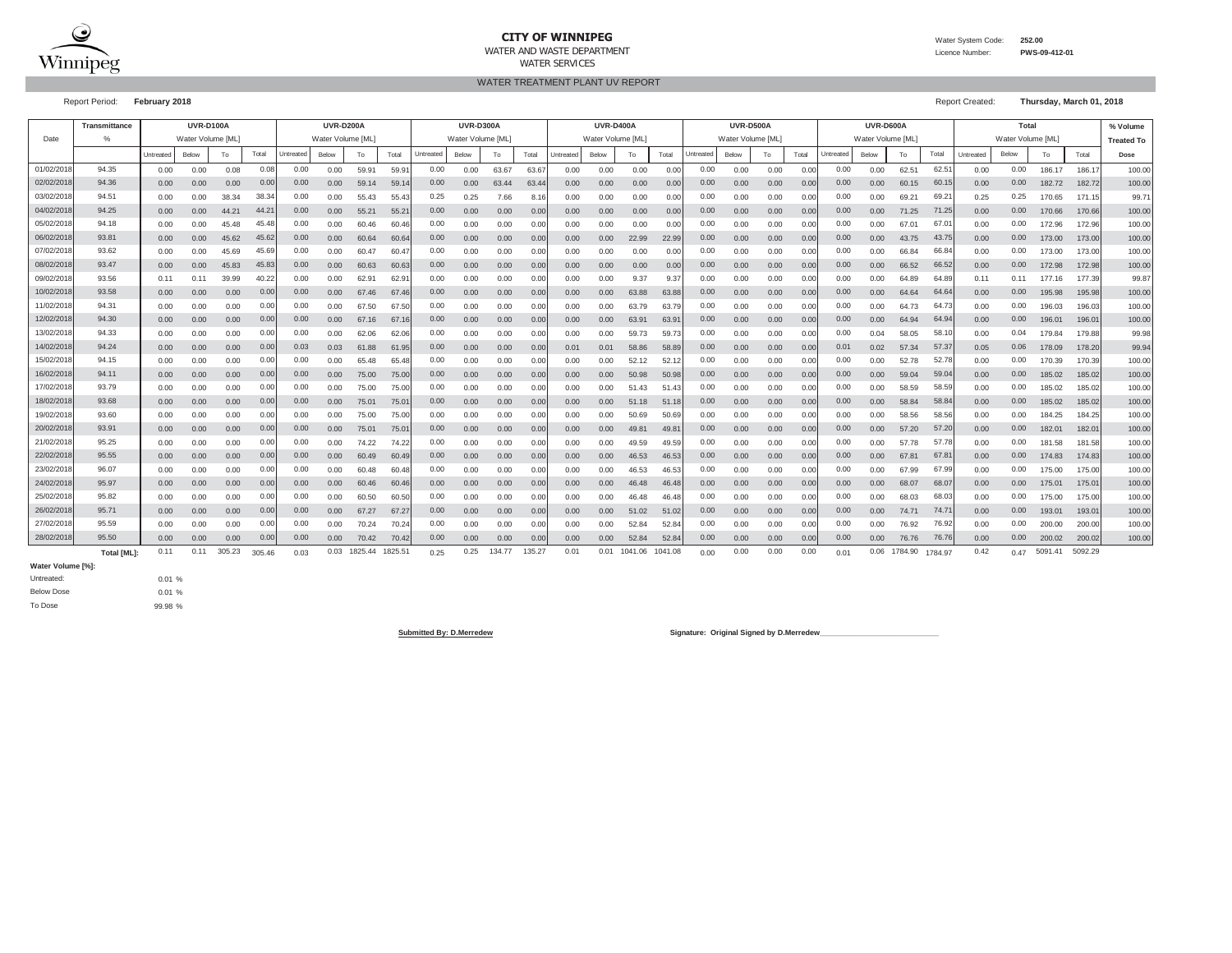**CITY OF WINNIPEG**
WATER AND WASTE DEPARTMENT
WATER SERVICES

Water System Code: **252.00**
Licence Number: **PWS-09-412-01**

## WATER TREATMENT PLANT UV REPORT

Report Period: **February 2018**

Report Created: **Thursday, March 01, 2018**

| Date | Transmittance | UVR-D100A | | | | UVR-D200A | | | | UVR-D300A | | | | UVR-D400A | | | | UVR-D500A | | | | UVR-D600A | | | | Total | | | | % Volume |
|---|---|---|---|---|---|---|---|---|---|---|---|---|---|---|---|---|---|---|---|---|---|---|---|---|---|---|---|---|---|---|
| | % | Water Volume [ML] | | | | Water Volume [ML] | | | | Water Volume [ML] | | | | Water Volume [ML] | | | | Water Volume [ML] | | | | Water Volume [ML] | | | | Water Volume [ML] | | | | Treated To |
| | | Untreated | Below | To | Total | Untreated | Below | To | Total | Untreated | Below | To | Total | Untreated | Below | To | Total | Untreated | Below | To | Total | Untreated | Below | To | Total | Untreated | Below | To | Total | Dose |
| 01/02/2018 | 94.35 | 0.00 | 0.00 | 0.08 | 0.08 | 0.00 | 0.00 | 59.91 | 59.91 | 0.00 | 0.00 | 63.67 | 63.67 | 0.00 | 0.00 | 0.00 | 0.00 | 0.00 | 0.00 | 0.00 | 0.00 | 0.00 | 0.00 | 62.51 | 62.51 | 0.00 | 0.00 | 186.17 | 186.17 | 100.00 |
| 02/02/2018 | 94.36 | 0.00 | 0.00 | 0.00 | 0.00 | 0.00 | 0.00 | 59.14 | 59.14 | 0.00 | 0.00 | 63.44 | 63.44 | 0.00 | 0.00 | 0.00 | 0.00 | 0.00 | 0.00 | 0.00 | 0.00 | 0.00 | 0.00 | 60.15 | 60.15 | 0.00 | 0.00 | 182.72 | 182.72 | 100.00 |
| 03/02/2018 | 94.51 | 0.00 | 0.00 | 38.34 | 38.34 | 0.00 | 0.00 | 55.43 | 55.43 | 0.25 | 0.25 | 7.66 | 8.16 | 0.00 | 0.00 | 0.00 | 0.00 | 0.00 | 0.00 | 0.00 | 0.00 | 0.00 | 0.00 | 69.21 | 69.21 | 0.25 | 0.25 | 170.65 | 171.15 | 99.71 |
| 04/02/2018 | 94.25 | 0.00 | 0.00 | 44.21 | 44.21 | 0.00 | 0.00 | 55.21 | 55.21 | 0.00 | 0.00 | 0.00 | 0.00 | 0.00 | 0.00 | 0.00 | 0.00 | 0.00 | 0.00 | 0.00 | 0.00 | 0.00 | 0.00 | 71.25 | 71.25 | 0.00 | 0.00 | 170.66 | 170.66 | 100.00 |
| 05/02/2018 | 94.18 | 0.00 | 0.00 | 45.48 | 45.48 | 0.00 | 0.00 | 60.46 | 60.46 | 0.00 | 0.00 | 0.00 | 0.00 | 0.00 | 0.00 | 0.00 | 0.00 | 0.00 | 0.00 | 0.00 | 0.00 | 0.00 | 0.00 | 67.01 | 67.01 | 0.00 | 0.00 | 172.96 | 172.96 | 100.00 |
| 06/02/2018 | 93.81 | 0.00 | 0.00 | 45.62 | 45.62 | 0.00 | 0.00 | 60.64 | 60.64 | 0.00 | 0.00 | 0.00 | 0.00 | 0.00 | 0.00 | 22.99 | 22.99 | 0.00 | 0.00 | 0.00 | 0.00 | 0.00 | 0.00 | 43.75 | 43.75 | 0.00 | 0.00 | 173.00 | 173.00 | 100.00 |
| 07/02/2018 | 93.62 | 0.00 | 0.00 | 45.69 | 45.69 | 0.00 | 0.00 | 60.47 | 60.47 | 0.00 | 0.00 | 0.00 | 0.00 | 0.00 | 0.00 | 0.00 | 0.00 | 0.00 | 0.00 | 0.00 | 0.00 | 0.00 | 0.00 | 66.84 | 66.84 | 0.00 | 0.00 | 173.00 | 173.00 | 100.00 |
| 08/02/2018 | 93.47 | 0.00 | 0.00 | 45.83 | 45.83 | 0.00 | 0.00 | 60.63 | 60.63 | 0.00 | 0.00 | 0.00 | 0.00 | 0.00 | 0.00 | 0.00 | 0.00 | 0.00 | 0.00 | 0.00 | 0.00 | 0.00 | 0.00 | 66.52 | 66.52 | 0.00 | 0.00 | 172.98 | 172.98 | 100.00 |
| 09/02/2018 | 93.56 | 0.11 | 0.11 | 39.99 | 40.22 | 0.00 | 0.00 | 62.91 | 62.91 | 0.00 | 0.00 | 0.00 | 0.00 | 0.00 | 0.00 | 9.37 | 9.37 | 0.00 | 0.00 | 0.00 | 0.00 | 0.00 | 0.00 | 64.89 | 64.89 | 0.11 | 0.11 | 177.16 | 177.39 | 99.87 |
| 10/02/2018 | 93.58 | 0.00 | 0.00 | 0.00 | 0.00 | 0.00 | 0.00 | 67.46 | 67.46 | 0.00 | 0.00 | 0.00 | 0.00 | 0.00 | 0.00 | 63.88 | 63.88 | 0.00 | 0.00 | 0.00 | 0.00 | 0.00 | 0.00 | 64.64 | 64.64 | 0.00 | 0.00 | 195.98 | 195.98 | 100.00 |
| 11/02/2018 | 94.31 | 0.00 | 0.00 | 0.00 | 0.00 | 0.00 | 0.00 | 67.50 | 67.50 | 0.00 | 0.00 | 0.00 | 0.00 | 0.00 | 0.00 | 63.79 | 63.79 | 0.00 | 0.00 | 0.00 | 0.00 | 0.00 | 0.00 | 64.73 | 64.73 | 0.00 | 0.00 | 196.03 | 196.03 | 100.00 |
| 12/02/2018 | 94.30 | 0.00 | 0.00 | 0.00 | 0.00 | 0.00 | 0.00 | 67.16 | 67.16 | 0.00 | 0.00 | 0.00 | 0.00 | 0.00 | 0.00 | 63.91 | 63.91 | 0.00 | 0.00 | 0.00 | 0.00 | 0.00 | 0.00 | 64.94 | 64.94 | 0.00 | 0.00 | 196.01 | 196.01 | 100.00 |
| 13/02/2018 | 94.33 | 0.00 | 0.00 | 0.00 | 0.00 | 0.00 | 0.00 | 62.06 | 62.06 | 0.00 | 0.00 | 0.00 | 0.00 | 0.00 | 0.00 | 59.73 | 59.73 | 0.00 | 0.00 | 0.00 | 0.00 | 0.00 | 0.04 | 58.05 | 58.10 | 0.00 | 0.04 | 179.84 | 179.88 | 99.98 |
| 14/02/2018 | 94.24 | 0.00 | 0.00 | 0.00 | 0.00 | 0.03 | 0.03 | 61.88 | 61.95 | 0.00 | 0.00 | 0.00 | 0.00 | 0.01 | 0.01 | 58.86 | 58.89 | 0.00 | 0.00 | 0.00 | 0.00 | 0.01 | 0.02 | 57.34 | 57.37 | 0.05 | 0.06 | 178.09 | 178.20 | 99.94 |
| 15/02/2018 | 94.15 | 0.00 | 0.00 | 0.00 | 0.00 | 0.00 | 0.00 | 65.48 | 65.48 | 0.00 | 0.00 | 0.00 | 0.00 | 0.00 | 0.00 | 52.12 | 52.12 | 0.00 | 0.00 | 0.00 | 0.00 | 0.00 | 0.00 | 52.78 | 52.78 | 0.00 | 0.00 | 170.39 | 170.39 | 100.00 |
| 16/02/2018 | 94.11 | 0.00 | 0.00 | 0.00 | 0.00 | 0.00 | 0.00 | 75.00 | 75.00 | 0.00 | 0.00 | 0.00 | 0.00 | 0.00 | 0.00 | 50.98 | 50.98 | 0.00 | 0.00 | 0.00 | 0.00 | 0.00 | 0.00 | 59.04 | 59.04 | 0.00 | 0.00 | 185.02 | 185.02 | 100.00 |
| 17/02/2018 | 93.79 | 0.00 | 0.00 | 0.00 | 0.00 | 0.00 | 0.00 | 75.00 | 75.00 | 0.00 | 0.00 | 0.00 | 0.00 | 0.00 | 0.00 | 51.43 | 51.43 | 0.00 | 0.00 | 0.00 | 0.00 | 0.00 | 0.00 | 58.59 | 58.59 | 0.00 | 0.00 | 185.02 | 185.02 | 100.00 |
| 18/02/2018 | 93.68 | 0.00 | 0.00 | 0.00 | 0.00 | 0.00 | 0.00 | 75.01 | 75.01 | 0.00 | 0.00 | 0.00 | 0.00 | 0.00 | 0.00 | 51.18 | 51.18 | 0.00 | 0.00 | 0.00 | 0.00 | 0.00 | 0.00 | 58.84 | 58.84 | 0.00 | 0.00 | 185.02 | 185.02 | 100.00 |
| 19/02/2018 | 93.60 | 0.00 | 0.00 | 0.00 | 0.00 | 0.00 | 0.00 | 75.00 | 75.00 | 0.00 | 0.00 | 0.00 | 0.00 | 0.00 | 0.00 | 50.69 | 50.69 | 0.00 | 0.00 | 0.00 | 0.00 | 0.00 | 0.00 | 58.56 | 58.56 | 0.00 | 0.00 | 184.25 | 184.25 | 100.00 |
| 20/02/2018 | 93.91 | 0.00 | 0.00 | 0.00 | 0.00 | 0.00 | 0.00 | 75.01 | 75.01 | 0.00 | 0.00 | 0.00 | 0.00 | 0.00 | 0.00 | 49.81 | 49.81 | 0.00 | 0.00 | 0.00 | 0.00 | 0.00 | 0.00 | 57.20 | 57.20 | 0.00 | 0.00 | 182.01 | 182.01 | 100.00 |
| 21/02/2018 | 95.25 | 0.00 | 0.00 | 0.00 | 0.00 | 0.00 | 0.00 | 74.22 | 74.22 | 0.00 | 0.00 | 0.00 | 0.00 | 0.00 | 0.00 | 49.59 | 49.59 | 0.00 | 0.00 | 0.00 | 0.00 | 0.00 | 0.00 | 57.78 | 57.78 | 0.00 | 0.00 | 181.58 | 181.58 | 100.00 |
| 22/02/2018 | 95.55 | 0.00 | 0.00 | 0.00 | 0.00 | 0.00 | 0.00 | 60.49 | 60.49 | 0.00 | 0.00 | 0.00 | 0.00 | 0.00 | 0.00 | 46.53 | 46.53 | 0.00 | 0.00 | 0.00 | 0.00 | 0.00 | 0.00 | 67.81 | 67.81 | 0.00 | 0.00 | 174.83 | 174.83 | 100.00 |
| 23/02/2018 | 96.07 | 0.00 | 0.00 | 0.00 | 0.00 | 0.00 | 0.00 | 60.48 | 60.48 | 0.00 | 0.00 | 0.00 | 0.00 | 0.00 | 0.00 | 46.53 | 46.53 | 0.00 | 0.00 | 0.00 | 0.00 | 0.00 | 0.00 | 67.99 | 67.99 | 0.00 | 0.00 | 175.00 | 175.00 | 100.00 |
| 24/02/2018 | 95.97 | 0.00 | 0.00 | 0.00 | 0.00 | 0.00 | 0.00 | 60.46 | 60.46 | 0.00 | 0.00 | 0.00 | 0.00 | 0.00 | 0.00 | 46.48 | 46.48 | 0.00 | 0.00 | 0.00 | 0.00 | 0.00 | 0.00 | 68.07 | 68.07 | 0.00 | 0.00 | 175.01 | 175.01 | 100.00 |
| 25/02/2018 | 95.82 | 0.00 | 0.00 | 0.00 | 0.00 | 0.00 | 0.00 | 60.50 | 60.50 | 0.00 | 0.00 | 0.00 | 0.00 | 0.00 | 0.00 | 46.48 | 46.48 | 0.00 | 0.00 | 0.00 | 0.00 | 0.00 | 0.00 | 68.03 | 68.03 | 0.00 | 0.00 | 175.00 | 175.00 | 100.00 |
| 26/02/2018 | 95.71 | 0.00 | 0.00 | 0.00 | 0.00 | 0.00 | 0.00 | 67.27 | 67.27 | 0.00 | 0.00 | 0.00 | 0.00 | 0.00 | 0.00 | 51.02 | 51.02 | 0.00 | 0.00 | 0.00 | 0.00 | 0.00 | 0.00 | 74.71 | 74.71 | 0.00 | 0.00 | 193.01 | 193.01 | 100.00 |
| 27/02/2018 | 95.59 | 0.00 | 0.00 | 0.00 | 0.00 | 0.00 | 0.00 | 70.24 | 70.24 | 0.00 | 0.00 | 0.00 | 0.00 | 0.00 | 0.00 | 52.84 | 52.84 | 0.00 | 0.00 | 0.00 | 0.00 | 0.00 | 0.00 | 76.92 | 76.92 | 0.00 | 0.00 | 200.00 | 200.00 | 100.00 |
| 28/02/2018 | 95.50 | 0.00 | 0.00 | 0.00 | 0.00 | 0.00 | 0.00 | 70.42 | 70.42 | 0.00 | 0.00 | 0.00 | 0.00 | 0.00 | 0.00 | 52.84 | 52.84 | 0.00 | 0.00 | 0.00 | 0.00 | 0.00 | 0.00 | 76.76 | 76.76 | 0.00 | 0.00 | 200.02 | 200.02 | 100.00 |
| | Total [ML]: | 0.11 | 0.11 | 305.23 | 305.46 | 0.03 | 0.03 | 1825.44 | 1825.51 | 0.25 | 0.25 | 134.77 | 135.27 | 0.01 | 0.01 | 1041.06 | 1041.08 | 0.00 | 0.00 | 0.00 | 0.00 | 0.01 | 0.06 | 1784.90 | 1784.97 | 0.42 | 0.47 | 5091.41 | 5092.29 | |

**Water Volume [%]:**

| | |
|---|---|
| Untreated: | 0.01 % |
| Below Dose | 0.01 % |
| To Dose | 99.98 % |

**Submitted By: D.Merredew**

**Signature: Original Signed by D.Merredew**\_\_\_\_\_\_\_\_\_\_\_\_\_\_\_\_\_\_\_\_\_\_\_\_\_\_\_\_